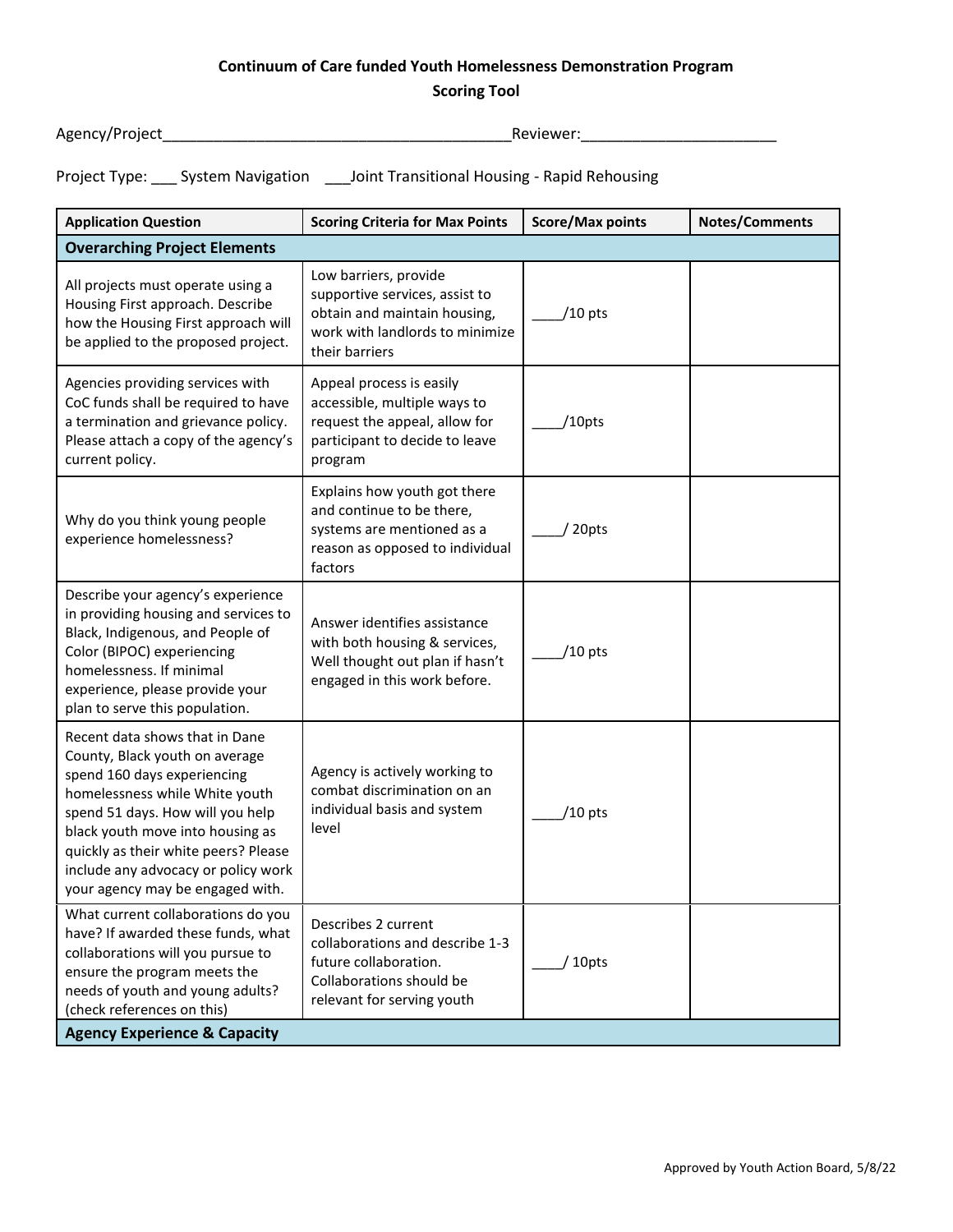**Continuum of Care funded Youth Homelessness Demonstration Program**

**Scoring Tool**

Agency/Project__________________________________________Reviewer:_______________________

Project Type: ___ System Navigation ___Joint Transitional Housing - Rapid Rehousing

| Application Question | Scoring Criteria for Max Points | Score/Max points | Notes/Comments |
|---|---|---|---|
| **Overarching Project Elements** | | | |
| All projects must operate using a Housing First approach. Describe how the Housing First approach will be applied to the proposed project. | Low barriers, provide supportive services, assist to obtain and maintain housing, work with landlords to minimize their barriers | ____/10 pts | |
| Agencies providing services with CoC funds shall be required to have a termination and grievance policy. Please attach a copy of the agency's current policy. | Appeal process is easily accessible, multiple ways to request the appeal, allow for participant to decide to leave program | ____/10pts | |
| Why do you think young people experience homelessness? | Explains how youth got there and continue to be there, systems are mentioned as a reason as opposed to individual factors | ____/ 20pts | |
| Describe your agency's experience in providing housing and services to Black, Indigenous, and People of Color (BIPOC) experiencing homelessness. If minimal experience, please provide your plan to serve this population. | Answer identifies assistance with both housing & services, Well thought out plan if hasn't engaged in this work before. | ____/10 pts | |
| Recent data shows that in Dane County, Black youth on average spend 160 days experiencing homelessness while White youth spend 51 days. How will you help black youth move into housing as quickly as their white peers? Please include any advocacy or policy work your agency may be engaged with. | Agency is actively working to combat discrimination on an individual basis and system level | ____/10 pts | |
| What current collaborations do you have? If awarded these funds, what collaborations will you pursue to ensure the program meets the needs of youth and young adults? (check references on this) | Describes 2 current collaborations and describe 1-3 future collaboration. Collaborations should be relevant for serving youth | ____/ 10pts | |
| **Agency Experience & Capacity** | | | |

Approved by Youth Action Board, 5/8/22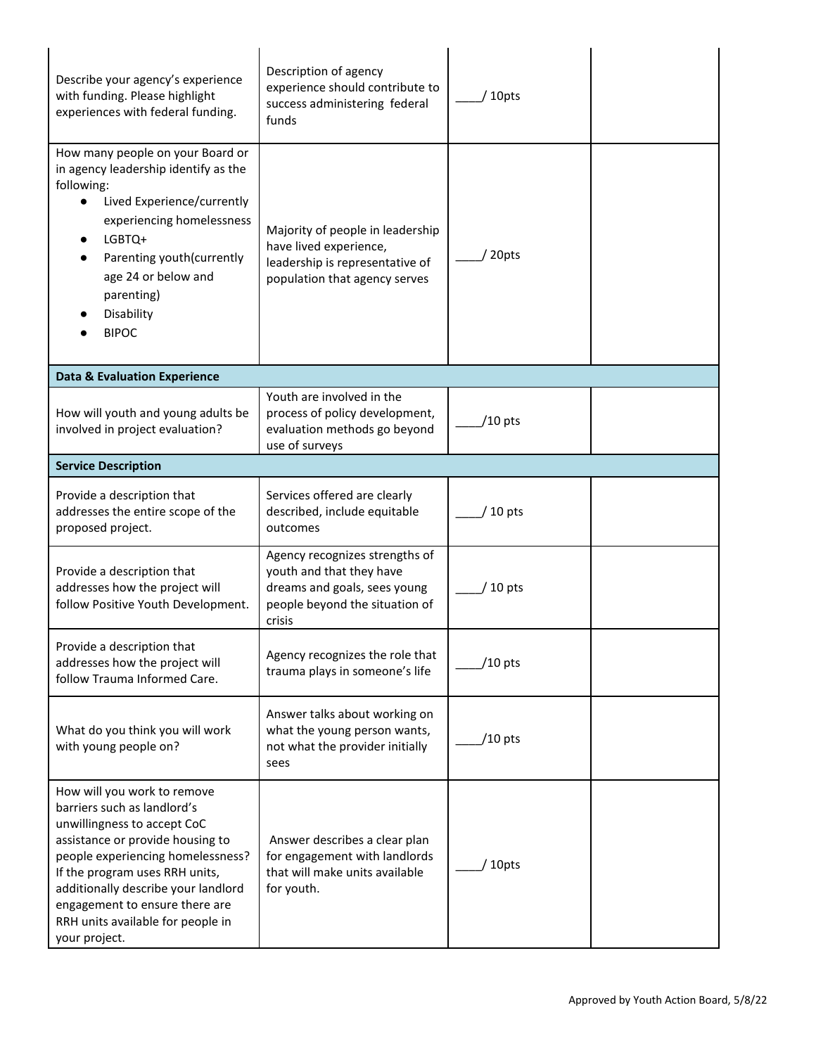| | | | |
|---|---|---|---|
| Describe your agency's experience with funding. Please highlight experiences with federal funding. | Description of agency experience should contribute to success administering federal funds | ____/ 10pts | |
| How many people on your Board or in agency leadership identify as the following:<br>● Lived Experience/currently experiencing homelessness<br>● LGBTQ+<br>● Parenting youth(currently age 24 or below and parenting)<br>● Disability<br>● BIPOC | Majority of people in leadership have lived experience, leadership is representative of population that agency serves | ____/ 20pts | |
| **Data & Evaluation Experience** | | | |
| How will youth and young adults be involved in project evaluation? | Youth are involved in the process of policy development, evaluation methods go beyond use of surveys | ____/10 pts | |
| **Service Description** | | | |
| Provide a description that addresses the entire scope of the proposed project. | Services offered are clearly described, include equitable outcomes | ____/ 10 pts | |
| Provide a description that addresses how the project will follow Positive Youth Development. | Agency recognizes strengths of youth and that they have dreams and goals, sees young people beyond the situation of crisis | ____/ 10 pts | |
| Provide a description that addresses how the project will follow Trauma Informed Care. | Agency recognizes the role that trauma plays in someone's life | ____/10 pts | |
| What do you think you will work with young people on? | Answer talks about working on what the young person wants, not what the provider initially sees | ____/10 pts | |
| How will you work to remove barriers such as landlord's unwillingness to accept CoC assistance or provide housing to people experiencing homelessness? If the program uses RRH units, additionally describe your landlord engagement to ensure there are RRH units available for people in your project. | Answer describes a clear plan for engagement with landlords that will make units available for youth. | ____/ 10pts | |

Approved by Youth Action Board, 5/8/22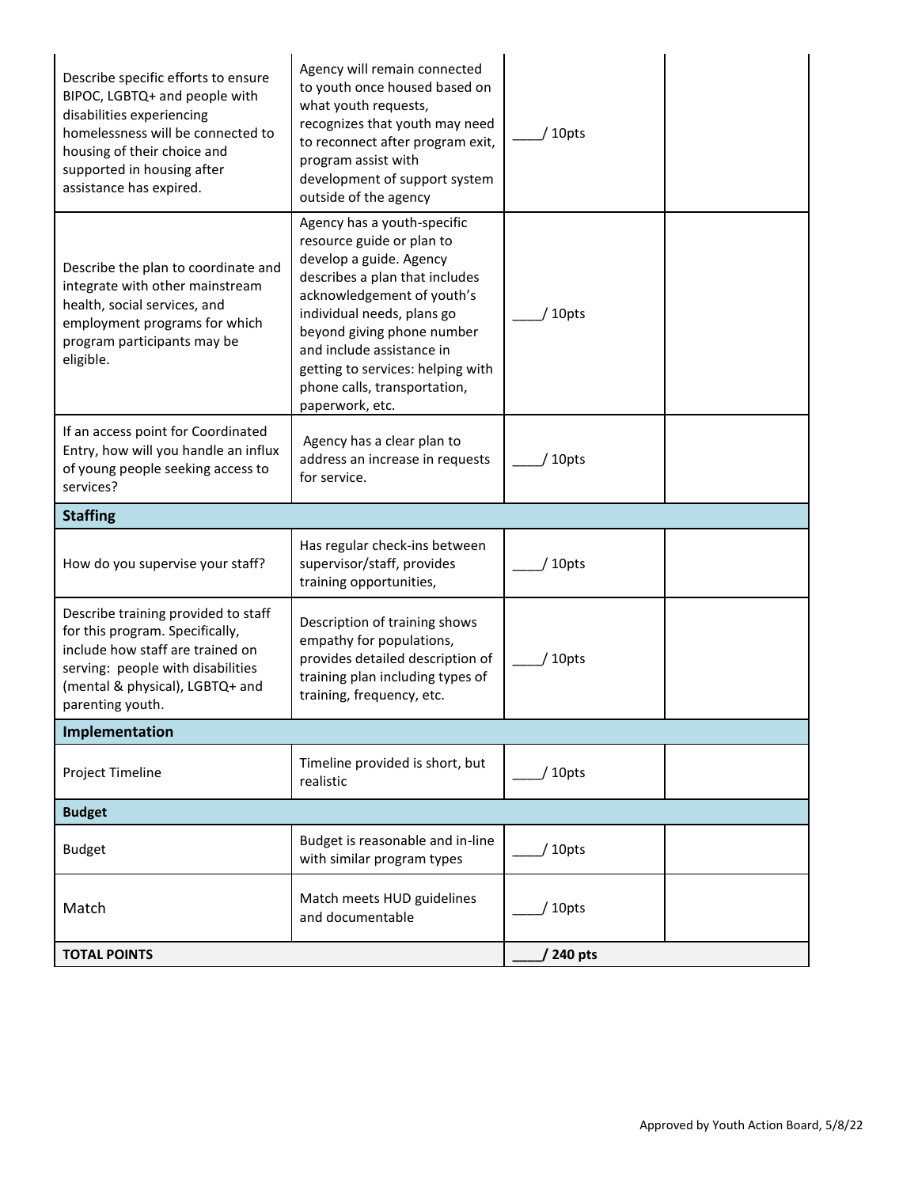| | | | |
|---|---|---|---|
| Describe specific efforts to ensure BIPOC, LGBTQ+ and people with disabilities experiencing homelessness will be connected to housing of their choice and supported in housing after assistance has expired. | Agency will remain connected to youth once housed based on what youth requests, recognizes that youth may need to reconnect after program exit, program assist with development of support system outside of the agency | ____/ 10pts | |
| Describe the plan to coordinate and integrate with other mainstream health, social services, and employment programs for which program participants may be eligible. | Agency has a youth-specific resource guide or plan to develop a guide. Agency describes a plan that includes acknowledgement of youth's individual needs, plans go beyond giving phone number and include assistance in getting to services: helping with phone calls, transportation, paperwork, etc. | ____/ 10pts | |
| If an access point for Coordinated Entry, how will you handle an influx of young people seeking access to services? | Agency has a clear plan to address an increase in requests for service. | ____/ 10pts | |
| **Staffing** | | | |
| How do you supervise your staff? | Has regular check-ins between supervisor/staff, provides training opportunities, | ____/ 10pts | |
| Describe training provided to staff for this program. Specifically, include how staff are trained on serving: people with disabilities (mental & physical), LGBTQ+ and parenting youth. | Description of training shows empathy for populations, provides detailed description of training plan including types of training, frequency, etc. | ____/ 10pts | |
| **Implementation** | | | |
| Project Timeline | Timeline provided is short, but realistic | ____/ 10pts | |
| **Budget** | | | |
| Budget | Budget is reasonable and in-line with similar program types | ____/ 10pts | |
| Match | Match meets HUD guidelines and documentable | ____/ 10pts | |
| **TOTAL POINTS** | | **____/ 240 pts** | |

Approved by Youth Action Board, 5/8/22